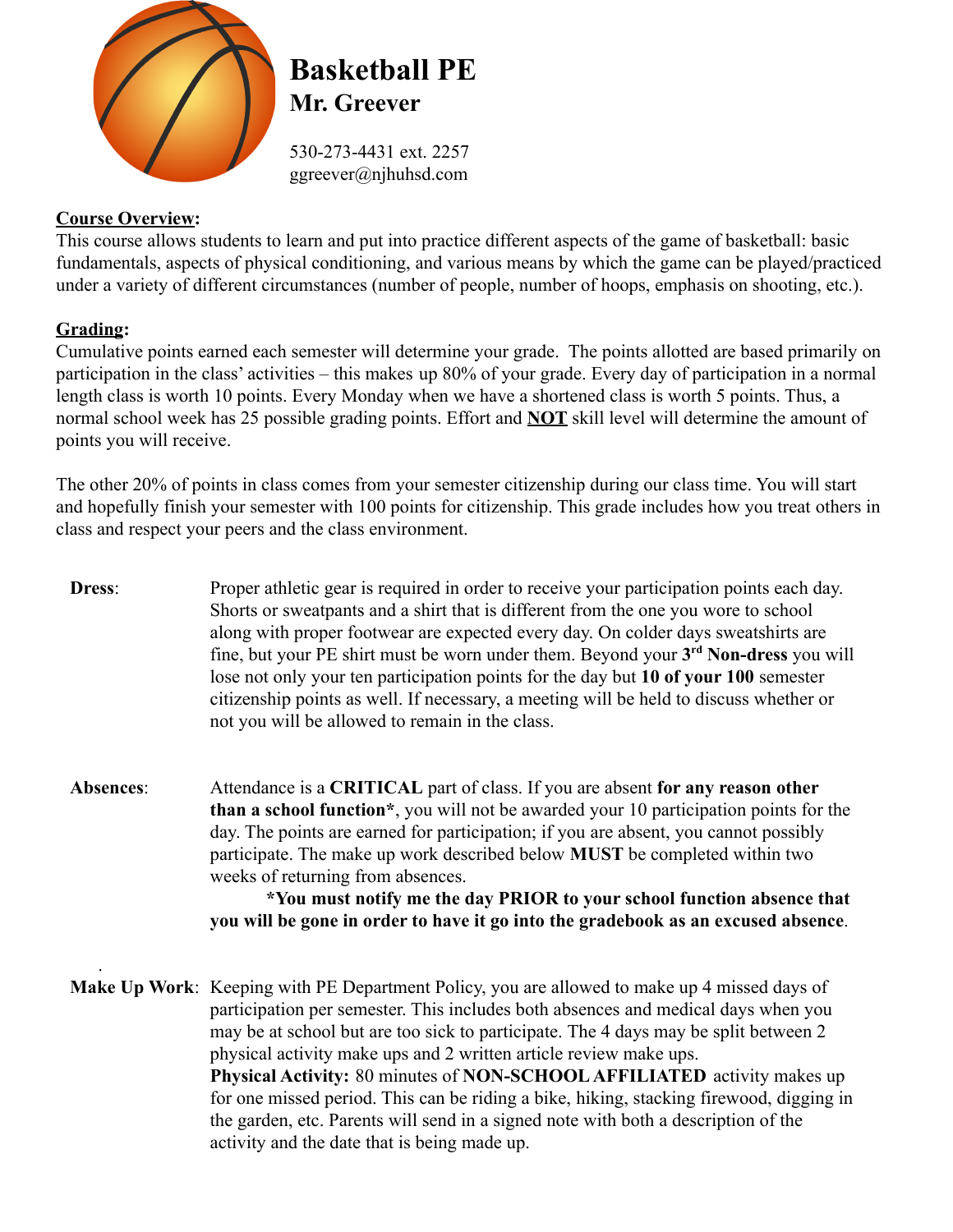# Basketball PE

## Mr. Greever

530-273-4431 ext. 2257
ggreever@njhuhsd.com

**Course Overview:**

This course allows students to learn and put into practice different aspects of the game of basketball: basic fundamentals, aspects of physical conditioning, and various means by which the game can be played/practiced under a variety of different circumstances (number of people, number of hoops, emphasis on shooting, etc.).

**Grading:**

Cumulative points earned each semester will determine your grade. The points allotted are based primarily on participation in the class' activities – this makes up 80% of your grade. Every day of participation in a normal length class is worth 10 points. Every Monday when we have a shortened class is worth 5 points. Thus, a normal school week has 25 possible grading points. Effort and **NOT** skill level will determine the amount of points you will receive.

The other 20% of points in class comes from your semester citizenship during our class time. You will start and hopefully finish your semester with 100 points for citizenship. This grade includes how you treat others in class and respect your peers and the class environment.

**Dress**: Proper athletic gear is required in order to receive your participation points each day. Shorts or sweatpants and a shirt that is different from the one you wore to school along with proper footwear are expected every day. On colder days sweatshirts are fine, but your PE shirt must be worn under them. Beyond your **3rd Non-dress** you will lose not only your ten participation points for the day but **10 of your 100** semester citizenship points as well. If necessary, a meeting will be held to discuss whether or not you will be allowed to remain in the class.

**Absences**: Attendance is a **CRITICAL** part of class. If you are absent **for any reason other than a school function***, you will not be awarded your 10 participation points for the day. The points are earned for participation; if you are absent, you cannot possibly participate. The make up work described below **MUST** be completed within two weeks of returning from absences.

***You must notify me the day PRIOR to your school function absence that you will be gone in order to have it go into the gradebook as an excused absence**.

**Make Up Work**: Keeping with PE Department Policy, you are allowed to make up 4 missed days of participation per semester. This includes both absences and medical days when you may be at school but are too sick to participate. The 4 days may be split between 2 physical activity make ups and 2 written article review make ups.

**Physical Activity:** 80 minutes of **NON-SCHOOL AFFILIATED** activity makes up for one missed period. This can be riding a bike, hiking, stacking firewood, digging in the garden, etc. Parents will send in a signed note with both a description of the activity and the date that is being made up.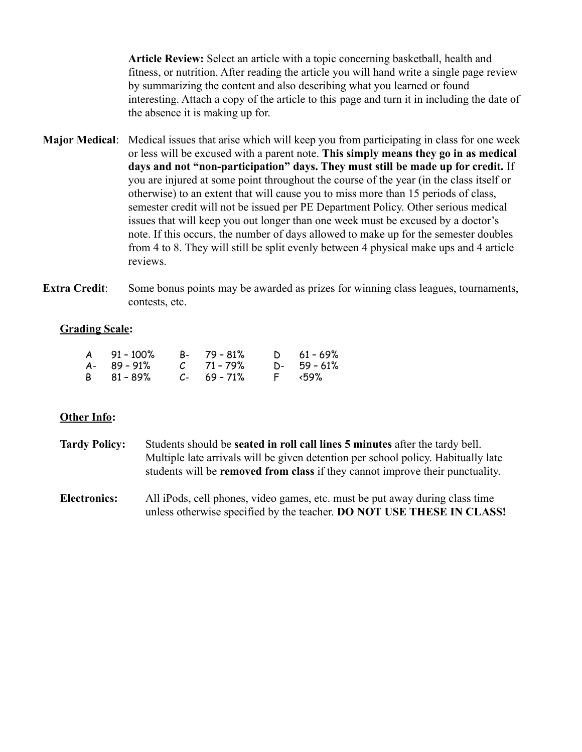**Article Review:** Select an article with a topic concerning basketball, health and fitness, or nutrition. After reading the article you will hand write a single page review by summarizing the content and also describing what you learned or found interesting. Attach a copy of the article to this page and turn it in including the date of the absence it is making up for.

**Major Medical**: Medical issues that arise which will keep you from participating in class for one week or less will be excused with a parent note. **This simply means they go in as medical days and not "non-participation" days. They must still be made up for credit.** If you are injured at some point throughout the course of the year (in the class itself or otherwise) to an extent that will cause you to miss more than 15 periods of class, semester credit will not be issued per PE Department Policy. Other serious medical issues that will keep you out longer than one week must be excused by a doctor's note. If this occurs, the number of days allowed to make up for the semester doubles from 4 to 8. They will still be split evenly between 4 physical make ups and 4 article reviews.

**Extra Credit**: Some bonus points may be awarded as prizes for winning class leagues, tournaments, contests, etc.

**Grading Scale:**

| | | | | | |
|---|---|---|---|---|---|
| A | 91 – 100% | B- | 79 – 81% | D | 61 – 69% |
| A- | 89 – 91% | C | 71 – 79% | D- | 59 – 61% |
| B | 81 – 89% | C- | 69 – 71% | F | <59% |

**Other Info:**

**Tardy Policy:** Students should be **seated in roll call lines 5 minutes** after the tardy bell. Multiple late arrivals will be given detention per school policy. Habitually late students will be **removed from class** if they cannot improve their punctuality.

**Electronics:** All iPods, cell phones, video games, etc. must be put away during class time unless otherwise specified by the teacher. **DO NOT USE THESE IN CLASS!**